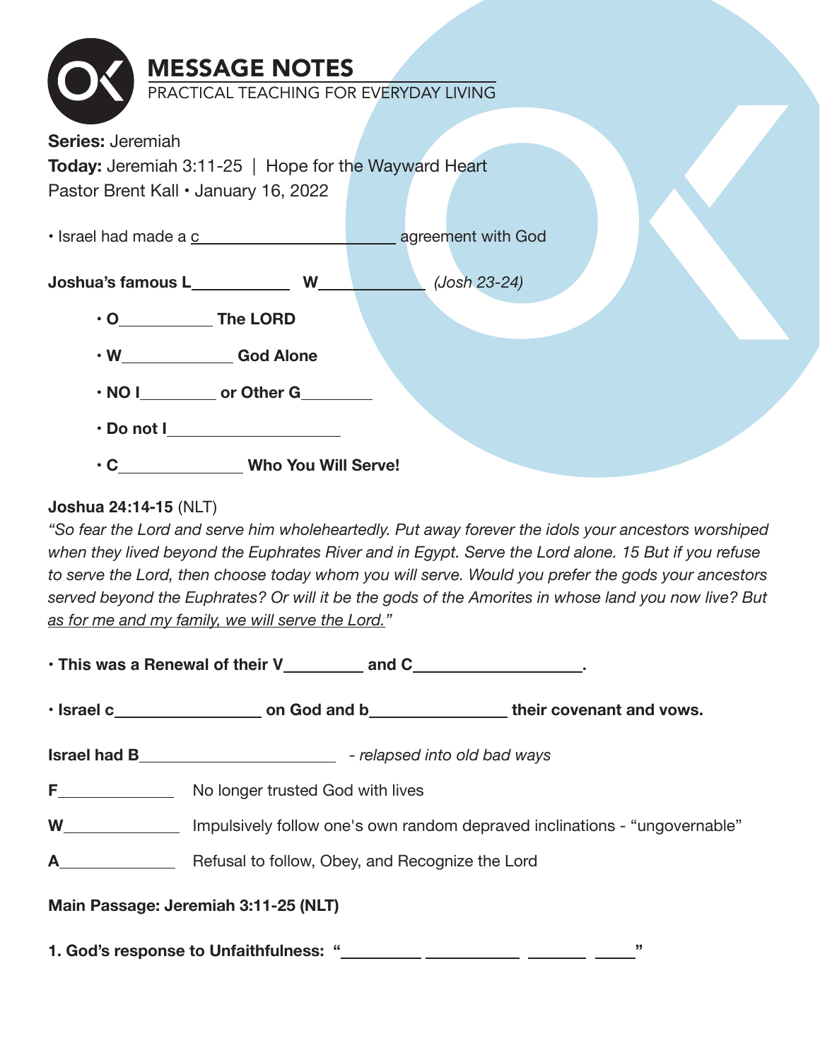# MESSAGE NOTES

PRACTICAL TEACHING FOR EVERYDAY LIVING

**Series:** Jeremiah

**Today:** Jeremiah 3:11-25 | Hope for the Wayward Heart

Pastor Brent Kall • January 16, 2022

- Israel had made a c______________________ agreement with God

**Joshua's famous L___________ W___________** *(Josh 23-24)*

- **O___________ The LORD**
- **W_____________ God Alone**
- **NO I_________ or Other G________**
- **Do not I____________________**
- **C_______________ Who You Will Serve!**

**Joshua 24:14-15** (NLT)

*"So fear the Lord and serve him wholeheartedly. Put away forever the idols your ancestors worshiped when they lived beyond the Euphrates River and in Egypt. Serve the Lord alone. 15 But if you refuse to serve the Lord, then choose today whom you will serve. Would you prefer the gods your ancestors served beyond the Euphrates? Or will it be the gods of the Amorites in whose land you now live? But as for me and my family, we will serve the Lord."*

- **This was a Renewal of their V_________ and C___________________.**
- **Israel c_________________ on God and b_______________ their covenant and vows.**

**Israel had B______________________** *- relapsed into old bad ways*

**F_____________** No longer trusted God with lives

**W_____________** Impulsively follow one's own random depraved inclinations - "ungovernable"

**A_____________** Refusal to follow, Obey, and Recognize the Lord

**Main Passage: Jeremiah 3:11-25 (NLT)**

**1. God's response to Unfaithfulness: "_________ ___________ _______ _____"**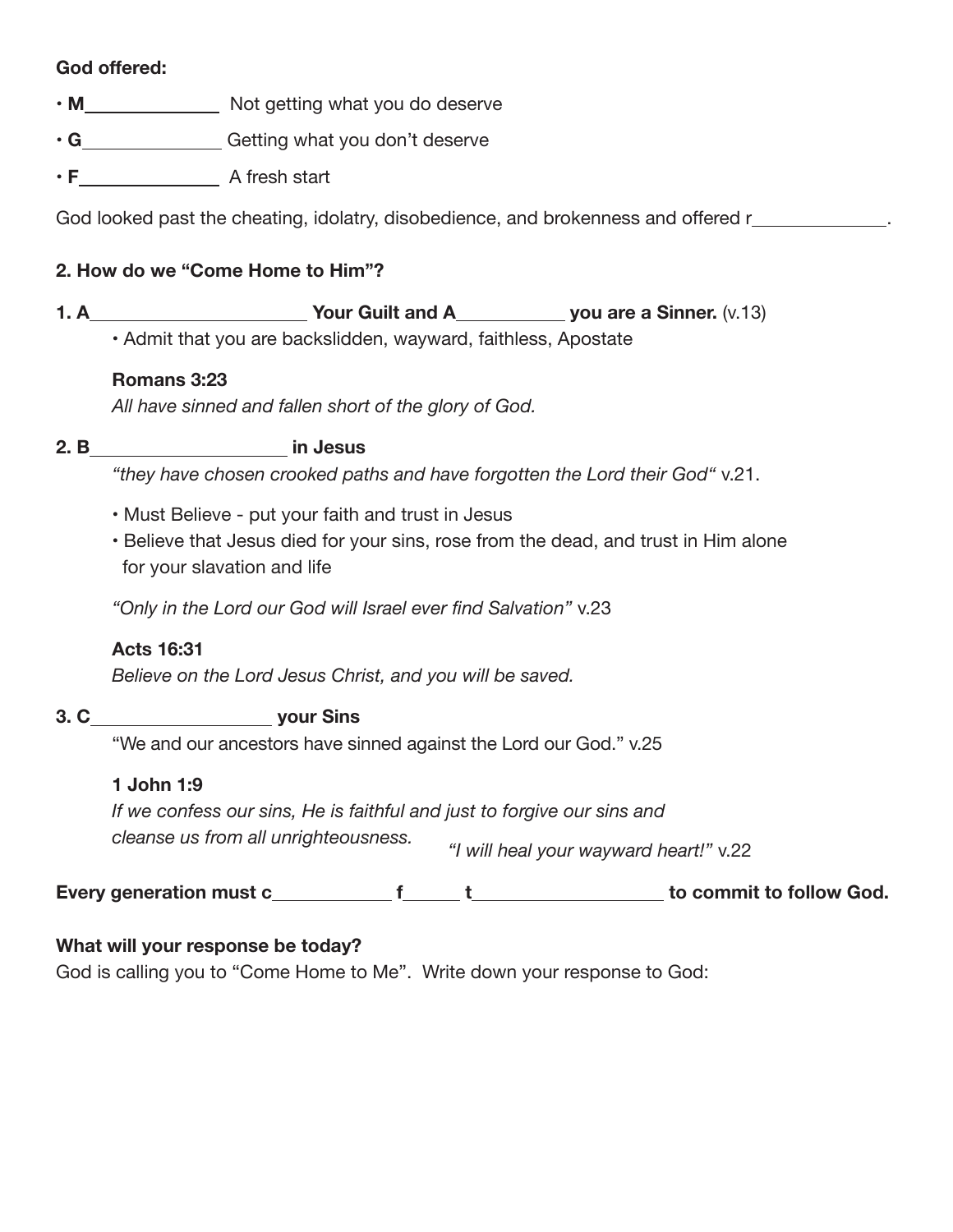**God offered:**

- **M**\_\_\_\_\_\_\_\_\_\_\_\_\_\_ Not getting what you do deserve
- **G**\_\_\_\_\_\_\_\_\_\_\_\_\_\_ Getting what you don't deserve
- **F**\_\_\_\_\_\_\_\_\_\_\_\_\_\_ A fresh start

God looked past the cheating, idolatry, disobedience, and brokenness and offered r\_\_\_\_\_\_\_\_\_\_\_\_\_\_.

**2. How do we "Come Home to Him"?**

**1. A\_\_\_\_\_\_\_\_\_\_\_\_\_\_\_\_\_\_\_\_\_\_ Your Guilt and A\_\_\_\_\_\_\_\_\_\_\_\_ you are a Sinner.** (v.13)

- Admit that you are backslidden, wayward, faithless, Apostate

**Romans 3:23**
*All have sinned and fallen short of the glory of God.*

**2. B\_\_\_\_\_\_\_\_\_\_\_\_\_\_\_\_\_\_\_\_ in Jesus**

*"they have chosen crooked paths and have forgotten the Lord their God"* v.21.

- Must Believe - put your faith and trust in Jesus
- Believe that Jesus died for your sins, rose from the dead, and trust in Him alone for your slavation and life

*"Only in the Lord our God will Israel ever find Salvation"* v.23

**Acts 16:31**
*Believe on the Lord Jesus Christ, and you will be saved.*

**3. C\_\_\_\_\_\_\_\_\_\_\_\_\_\_\_\_\_\_\_ your Sins**

"We and our ancestors have sinned against the Lord our God." v.25

**1 John 1:9**
*If we confess our sins, He is faithful and just to forgive our sins and cleanse us from all unrighteousness.*

*"I will heal your wayward heart!"* v.22

**Every generation must c\_\_\_\_\_\_\_\_\_\_\_\_\_ f\_\_\_\_\_\_ t\_\_\_\_\_\_\_\_\_\_\_\_\_\_\_\_\_\_\_\_ to commit to follow God.**

**What will your response be today?**

God is calling you to "Come Home to Me". Write down your response to God: